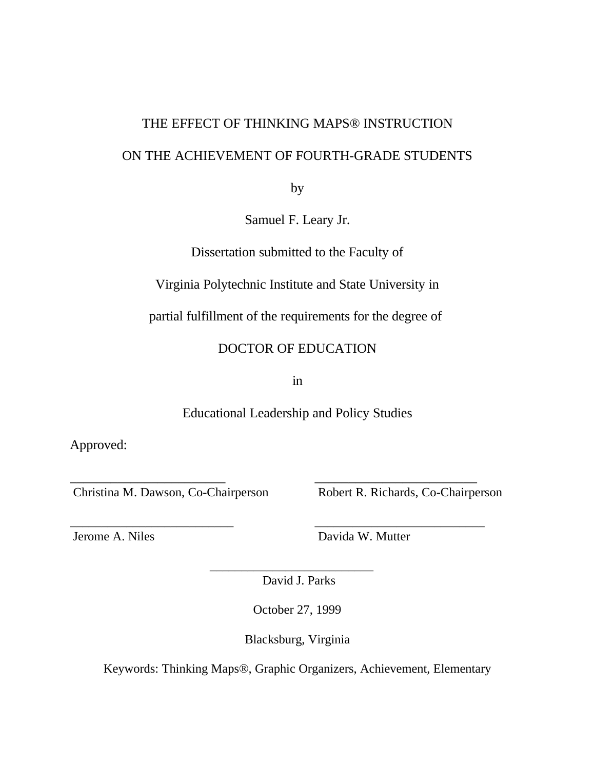# THE EFFECT OF THINKING MAPS® INSTRUCTION

# ON THE ACHIEVEMENT OF FOURTH-GRADE STUDENTS

by

Samuel F. Leary Jr.

Dissertation submitted to the Faculty of

Virginia Polytechnic Institute and State University in

partial fulfillment of the requirements for the degree of

DOCTOR OF EDUCATION

in

Educational Leadership and Policy Studies

Approved:

________________________
Christina M. Dawson, Co-Chairperson

________________________
Robert R. Richards, Co-Chairperson

________________________
Jerome A. Niles

________________________
Davida W. Mutter

________________________
David J. Parks

October 27, 1999

Blacksburg, Virginia

Keywords: Thinking Maps®, Graphic Organizers, Achievement, Elementary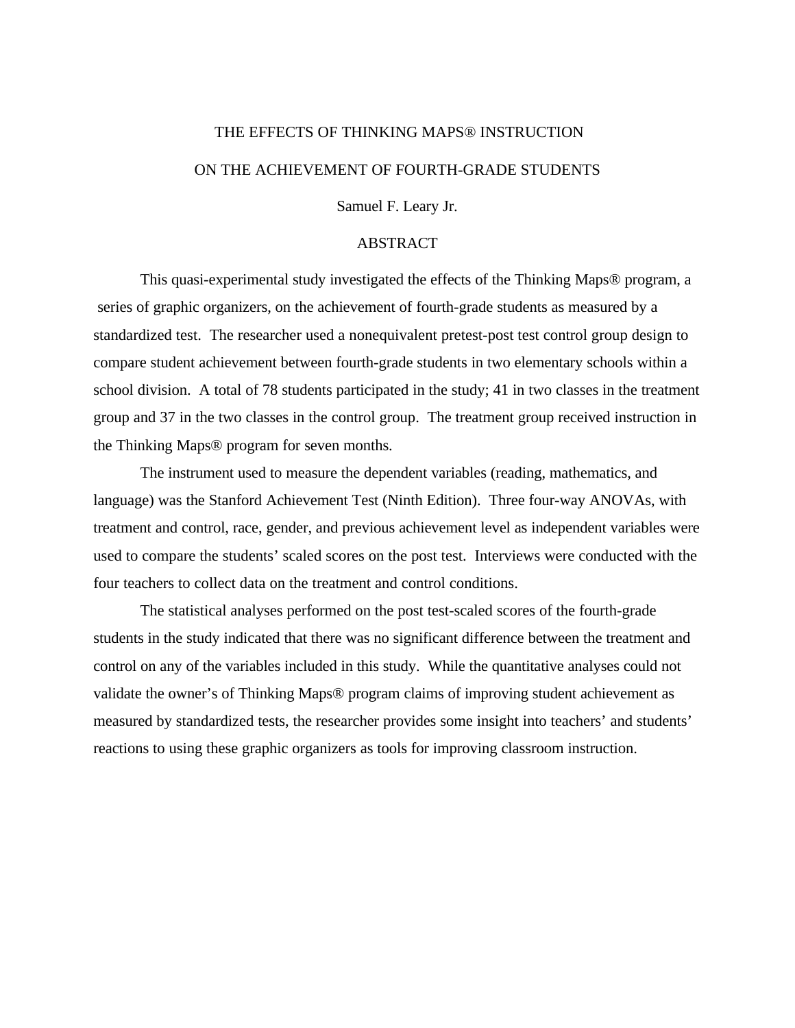THE EFFECTS OF THINKING MAPS® INSTRUCTION

ON THE ACHIEVEMENT OF FOURTH-GRADE STUDENTS

Samuel F. Leary Jr.

## ABSTRACT

This quasi-experimental study investigated the effects of the Thinking Maps® program, a series of graphic organizers, on the achievement of fourth-grade students as measured by a standardized test. The researcher used a nonequivalent pretest-post test control group design to compare student achievement between fourth-grade students in two elementary schools within a school division. A total of 78 students participated in the study; 41 in two classes in the treatment group and 37 in the two classes in the control group. The treatment group received instruction in the Thinking Maps® program for seven months.

The instrument used to measure the dependent variables (reading, mathematics, and language) was the Stanford Achievement Test (Ninth Edition). Three four-way ANOVAs, with treatment and control, race, gender, and previous achievement level as independent variables were used to compare the students' scaled scores on the post test. Interviews were conducted with the four teachers to collect data on the treatment and control conditions.

The statistical analyses performed on the post test-scaled scores of the fourth-grade students in the study indicated that there was no significant difference between the treatment and control on any of the variables included in this study. While the quantitative analyses could not validate the owner's of Thinking Maps® program claims of improving student achievement as measured by standardized tests, the researcher provides some insight into teachers' and students' reactions to using these graphic organizers as tools for improving classroom instruction.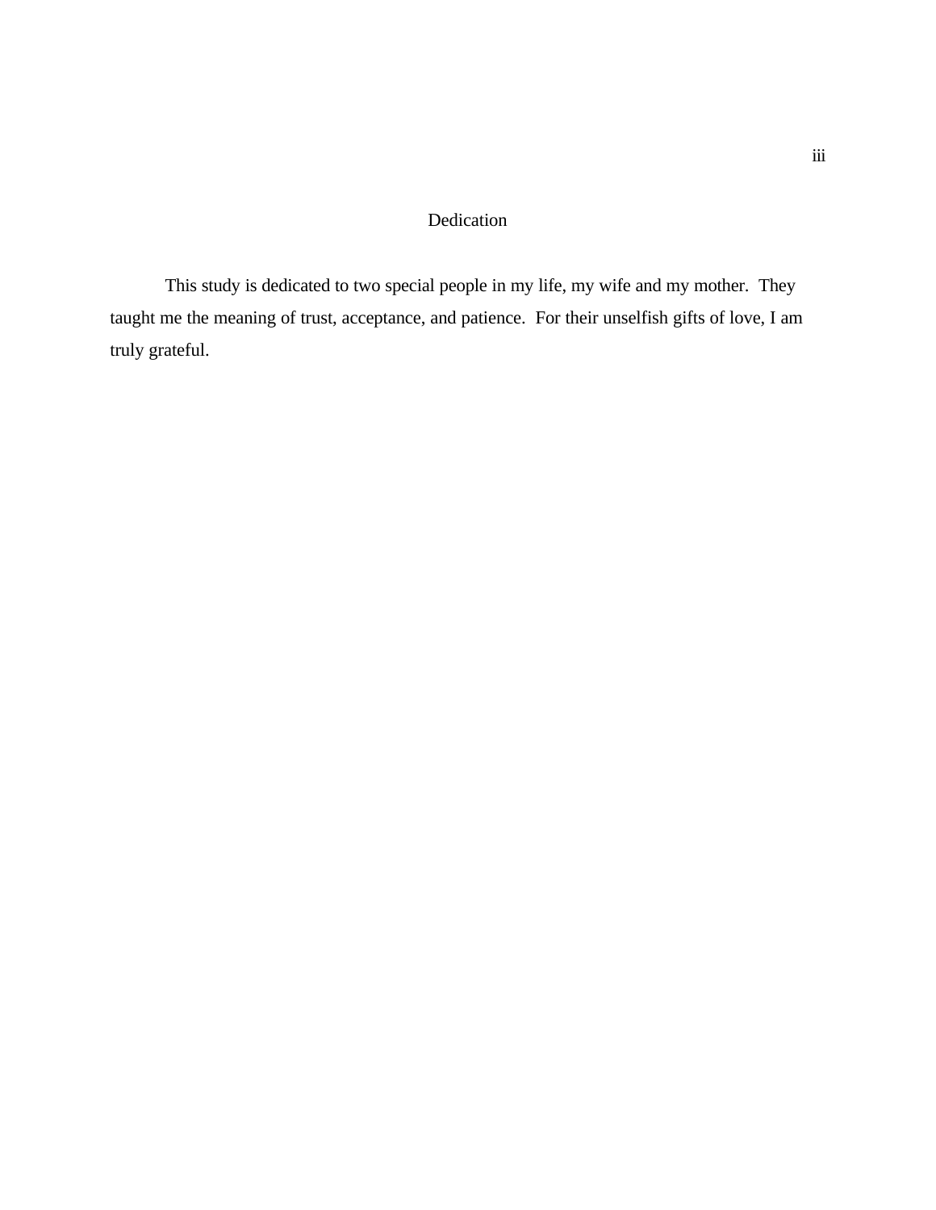# Dedication

This study is dedicated to two special people in my life, my wife and my mother. They taught me the meaning of trust, acceptance, and patience. For their unselfish gifts of love, I am truly grateful.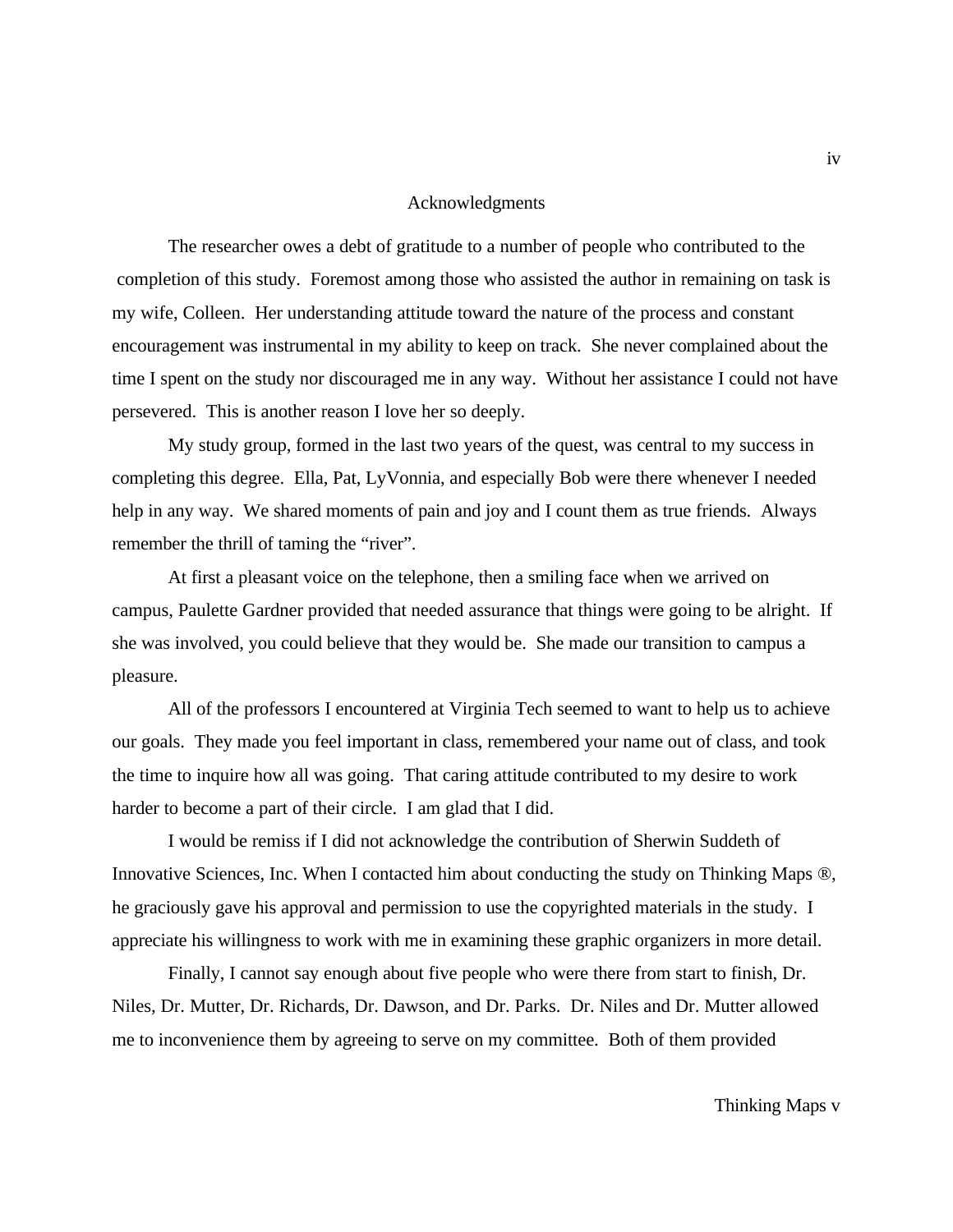# Acknowledgments

The researcher owes a debt of gratitude to a number of people who contributed to the completion of this study. Foremost among those who assisted the author in remaining on task is my wife, Colleen. Her understanding attitude toward the nature of the process and constant encouragement was instrumental in my ability to keep on track. She never complained about the time I spent on the study nor discouraged me in any way. Without her assistance I could not have persevered. This is another reason I love her so deeply.

My study group, formed in the last two years of the quest, was central to my success in completing this degree. Ella, Pat, LyVonnia, and especially Bob were there whenever I needed help in any way. We shared moments of pain and joy and I count them as true friends. Always remember the thrill of taming the "river".

At first a pleasant voice on the telephone, then a smiling face when we arrived on campus, Paulette Gardner provided that needed assurance that things were going to be alright. If she was involved, you could believe that they would be. She made our transition to campus a pleasure.

All of the professors I encountered at Virginia Tech seemed to want to help us to achieve our goals. They made you feel important in class, remembered your name out of class, and took the time to inquire how all was going. That caring attitude contributed to my desire to work harder to become a part of their circle. I am glad that I did.

I would be remiss if I did not acknowledge the contribution of Sherwin Suddeth of Innovative Sciences, Inc. When I contacted him about conducting the study on Thinking Maps ®, he graciously gave his approval and permission to use the copyrighted materials in the study. I appreciate his willingness to work with me in examining these graphic organizers in more detail.

Finally, I cannot say enough about five people who were there from start to finish, Dr. Niles, Dr. Mutter, Dr. Richards, Dr. Dawson, and Dr. Parks. Dr. Niles and Dr. Mutter allowed me to inconvenience them by agreeing to serve on my committee. Both of them provided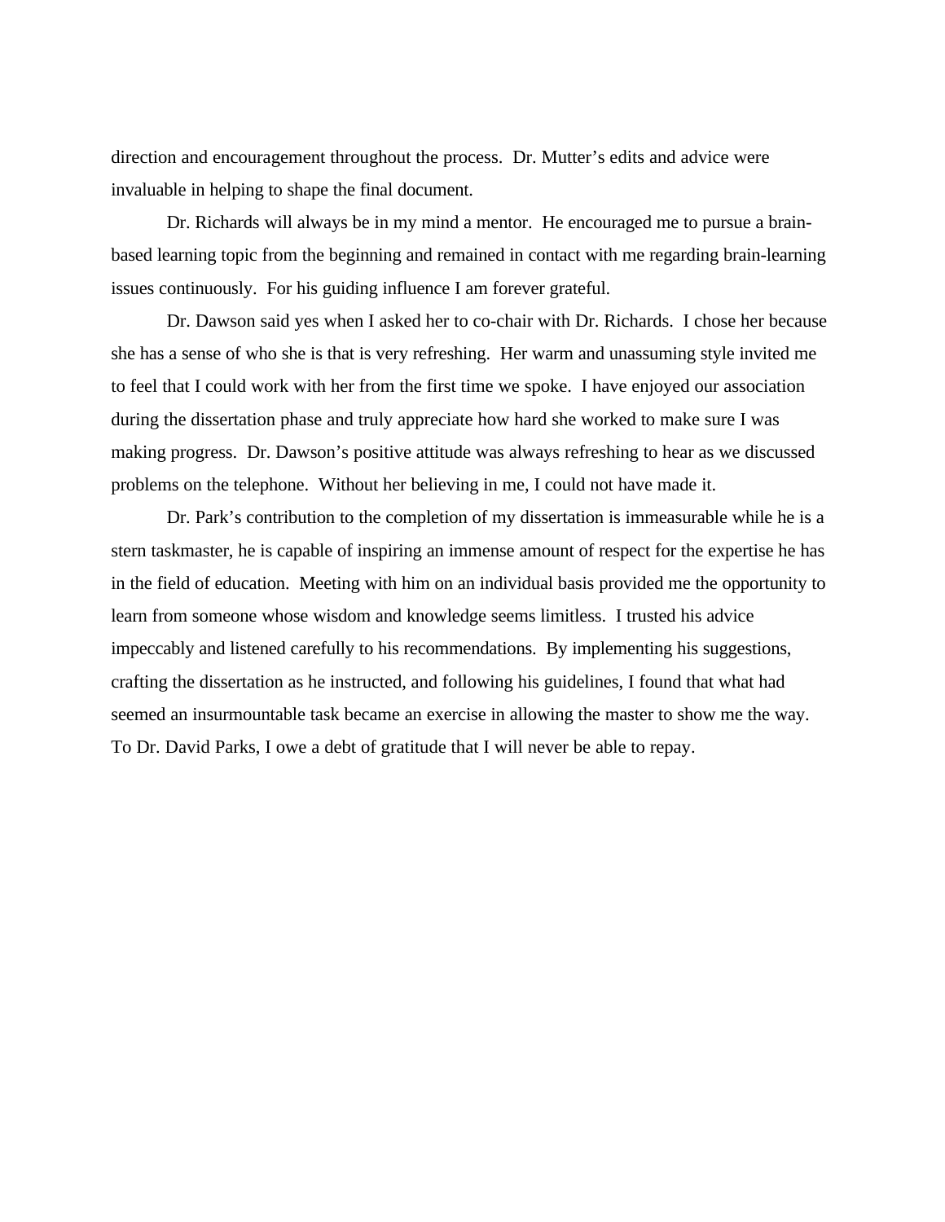direction and encouragement throughout the process. Dr. Mutter's edits and advice were invaluable in helping to shape the final document.

Dr. Richards will always be in my mind a mentor. He encouraged me to pursue a brain-based learning topic from the beginning and remained in contact with me regarding brain-learning issues continuously. For his guiding influence I am forever grateful.

Dr. Dawson said yes when I asked her to co-chair with Dr. Richards. I chose her because she has a sense of who she is that is very refreshing. Her warm and unassuming style invited me to feel that I could work with her from the first time we spoke. I have enjoyed our association during the dissertation phase and truly appreciate how hard she worked to make sure I was making progress. Dr. Dawson's positive attitude was always refreshing to hear as we discussed problems on the telephone. Without her believing in me, I could not have made it.

Dr. Park's contribution to the completion of my dissertation is immeasurable while he is a stern taskmaster, he is capable of inspiring an immense amount of respect for the expertise he has in the field of education. Meeting with him on an individual basis provided me the opportunity to learn from someone whose wisdom and knowledge seems limitless. I trusted his advice impeccably and listened carefully to his recommendations. By implementing his suggestions, crafting the dissertation as he instructed, and following his guidelines, I found that what had seemed an insurmountable task became an exercise in allowing the master to show me the way. To Dr. David Parks, I owe a debt of gratitude that I will never be able to repay.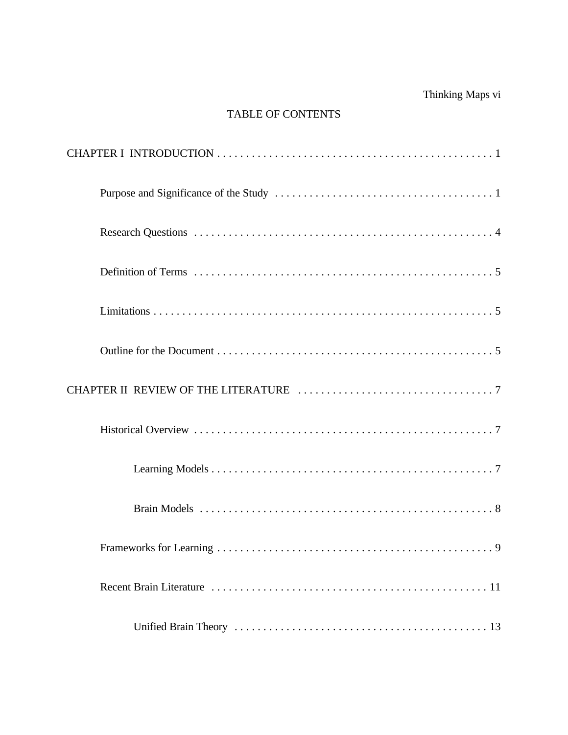TABLE OF CONTENTS

CHAPTER I INTRODUCTION . . . . . . . . . . . . . . . . . . . . . . . . . . . . . . . . . . . . . . . . . . . . . . . 1

Purpose and Significance of the Study . . . . . . . . . . . . . . . . . . . . . . . . . . . . . . . . . . . . . . 1

Research Questions . . . . . . . . . . . . . . . . . . . . . . . . . . . . . . . . . . . . . . . . . . . . . . . . . . . . . 4

Definition of Terms . . . . . . . . . . . . . . . . . . . . . . . . . . . . . . . . . . . . . . . . . . . . . . . . . . . . . 5

Limitations . . . . . . . . . . . . . . . . . . . . . . . . . . . . . . . . . . . . . . . . . . . . . . . . . . . . . . . . . . . . 5

Outline for the Document . . . . . . . . . . . . . . . . . . . . . . . . . . . . . . . . . . . . . . . . . . . . . . . . . 5

CHAPTER II REVIEW OF THE LITERATURE . . . . . . . . . . . . . . . . . . . . . . . . . . . . . . . . . . 7

Historical Overview . . . . . . . . . . . . . . . . . . . . . . . . . . . . . . . . . . . . . . . . . . . . . . . . . . . . . 7

Learning Models . . . . . . . . . . . . . . . . . . . . . . . . . . . . . . . . . . . . . . . . . . . . . . . . . . 7

Brain Models . . . . . . . . . . . . . . . . . . . . . . . . . . . . . . . . . . . . . . . . . . . . . . . . . . . . 8

Frameworks for Learning . . . . . . . . . . . . . . . . . . . . . . . . . . . . . . . . . . . . . . . . . . . . . . . . . 9

Recent Brain Literature . . . . . . . . . . . . . . . . . . . . . . . . . . . . . . . . . . . . . . . . . . . . . . . . . 11

Unified Brain Theory . . . . . . . . . . . . . . . . . . . . . . . . . . . . . . . . . . . . . . . . . . . . 13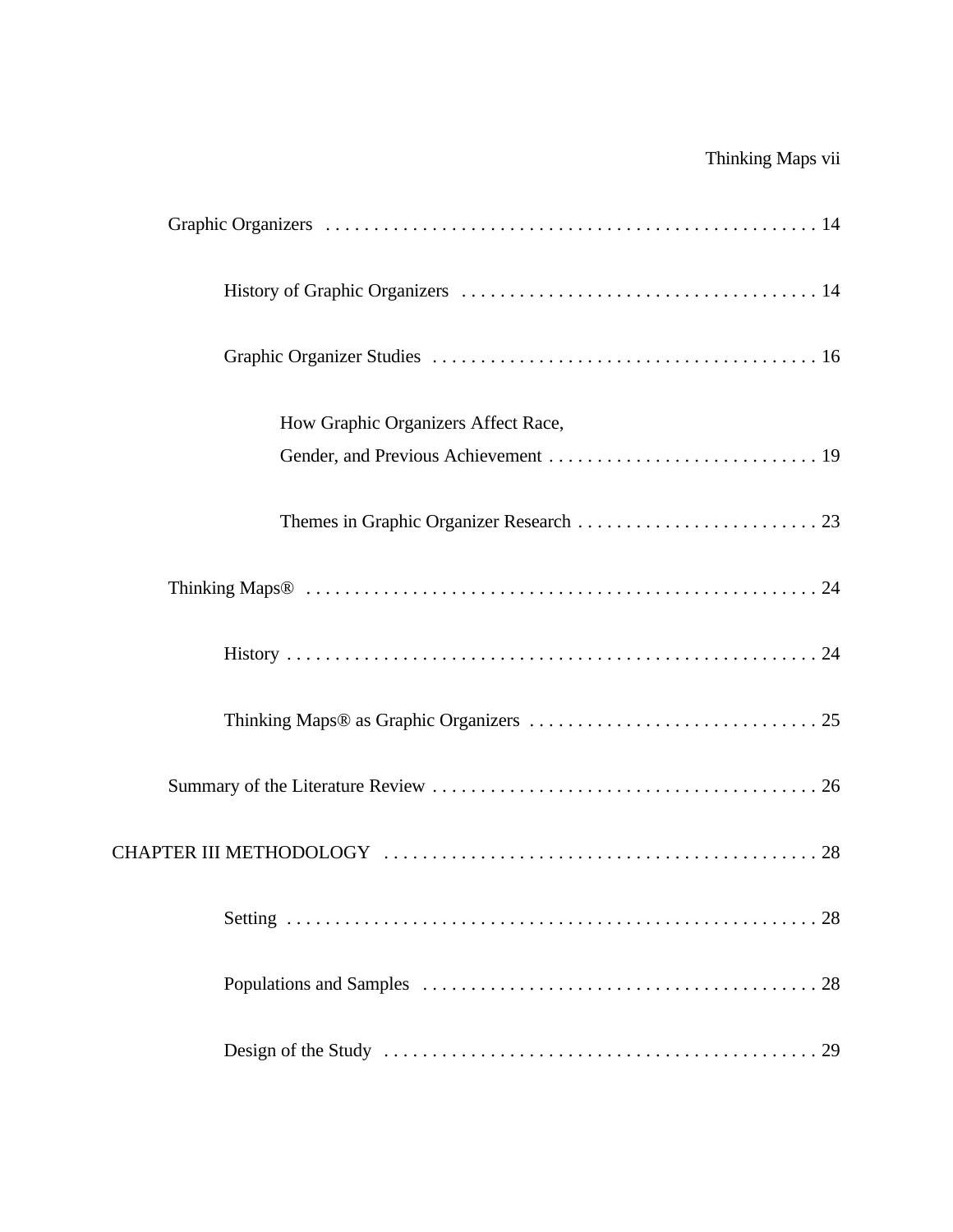Graphic Organizers . . . . . . . . . . . . . . . . . . . . . . . . . . . . . . . . . . . . . . . . . . . . . . . . . . . 14

History of Graphic Organizers . . . . . . . . . . . . . . . . . . . . . . . . . . . . . . . . . . . . . . 14

Graphic Organizer Studies . . . . . . . . . . . . . . . . . . . . . . . . . . . . . . . . . . . . . . . . . 16

How Graphic Organizers Affect Race,
Gender, and Previous Achievement . . . . . . . . . . . . . . . . . . . . . . . . . . . . . 19

Themes in Graphic Organizer Research . . . . . . . . . . . . . . . . . . . . . . . . . . 23

Thinking Maps® . . . . . . . . . . . . . . . . . . . . . . . . . . . . . . . . . . . . . . . . . . . . . . . . . . . . . 24

History . . . . . . . . . . . . . . . . . . . . . . . . . . . . . . . . . . . . . . . . . . . . . . . . . . . . . . . . 24

Thinking Maps® as Graphic Organizers . . . . . . . . . . . . . . . . . . . . . . . . . . . . . . . 25

Summary of the Literature Review . . . . . . . . . . . . . . . . . . . . . . . . . . . . . . . . . . . . . . . . 26

CHAPTER III METHODOLOGY . . . . . . . . . . . . . . . . . . . . . . . . . . . . . . . . . . . . . . . . . . . . . . 28

Setting . . . . . . . . . . . . . . . . . . . . . . . . . . . . . . . . . . . . . . . . . . . . . . . . . . . . . . . . 28

Populations and Samples . . . . . . . . . . . . . . . . . . . . . . . . . . . . . . . . . . . . . . . . . . 28

Design of the Study . . . . . . . . . . . . . . . . . . . . . . . . . . . . . . . . . . . . . . . . . . . . . . 29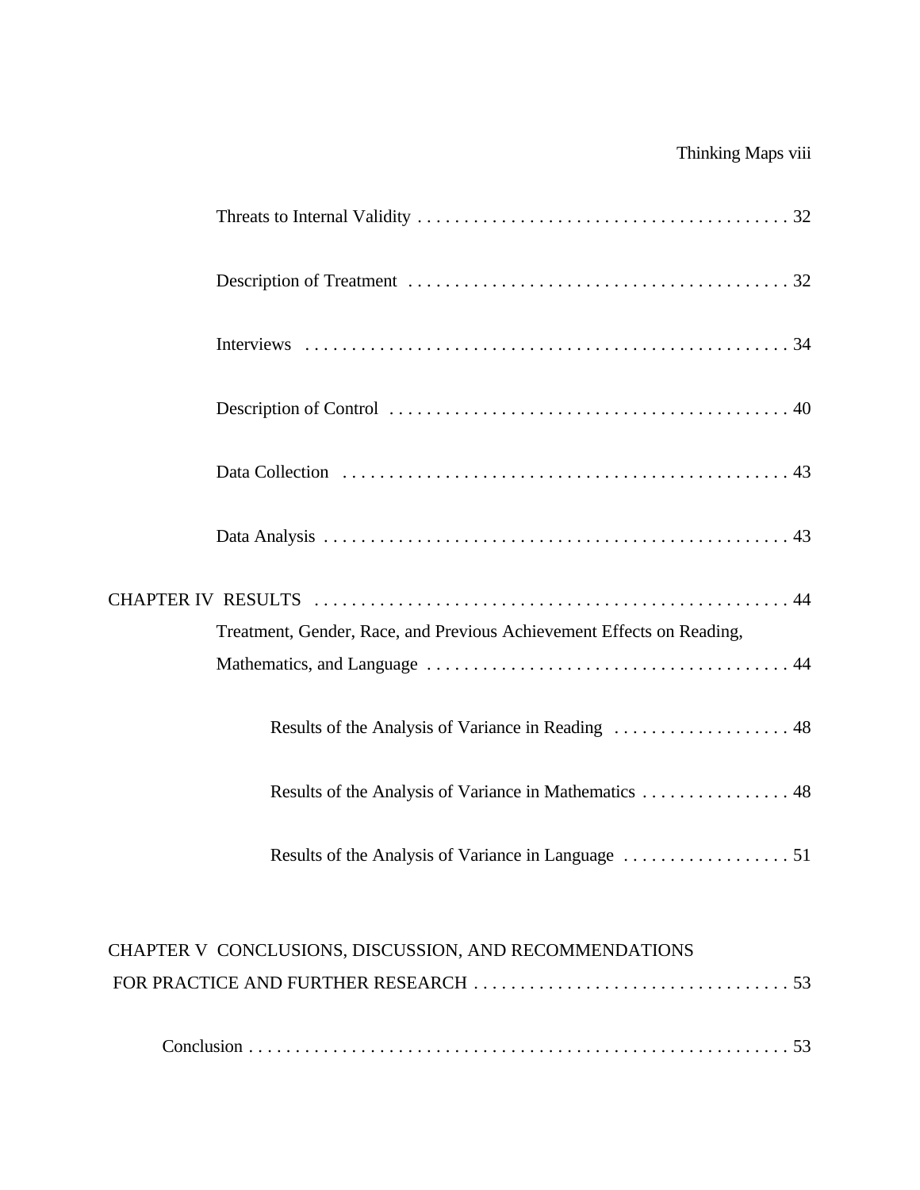Threats to Internal Validity . . . . . . . . . . . . . . . . . . . . . . . . . . . . . . . . . . . . . . . . 32

Description of Treatment . . . . . . . . . . . . . . . . . . . . . . . . . . . . . . . . . . . . . . . . 32

Interviews . . . . . . . . . . . . . . . . . . . . . . . . . . . . . . . . . . . . . . . . . . . . . . . . . . . 34

Description of Control . . . . . . . . . . . . . . . . . . . . . . . . . . . . . . . . . . . . . . . . . . 40

Data Collection . . . . . . . . . . . . . . . . . . . . . . . . . . . . . . . . . . . . . . . . . . . . . . . 43

Data Analysis . . . . . . . . . . . . . . . . . . . . . . . . . . . . . . . . . . . . . . . . . . . . . . . . . 43

CHAPTER IV RESULTS . . . . . . . . . . . . . . . . . . . . . . . . . . . . . . . . . . . . . . . . . . . . . . . 44

Treatment, Gender, Race, and Previous Achievement Effects on Reading, Mathematics, and Language . . . . . . . . . . . . . . . . . . . . . . . . . . . . . . . . . . . . . . . 44

Results of the Analysis of Variance in Reading . . . . . . . . . . . . . . . . . . . 48

Results of the Analysis of Variance in Mathematics . . . . . . . . . . . . . . . . 48

Results of the Analysis of Variance in Language . . . . . . . . . . . . . . . . . . 51

CHAPTER V CONCLUSIONS, DISCUSSION, AND RECOMMENDATIONS FOR PRACTICE AND FURTHER RESEARCH . . . . . . . . . . . . . . . . . . . . . . . . . . . . . . . . . . 53

Conclusion . . . . . . . . . . . . . . . . . . . . . . . . . . . . . . . . . . . . . . . . . . . . . . . . . . . . . . . . 53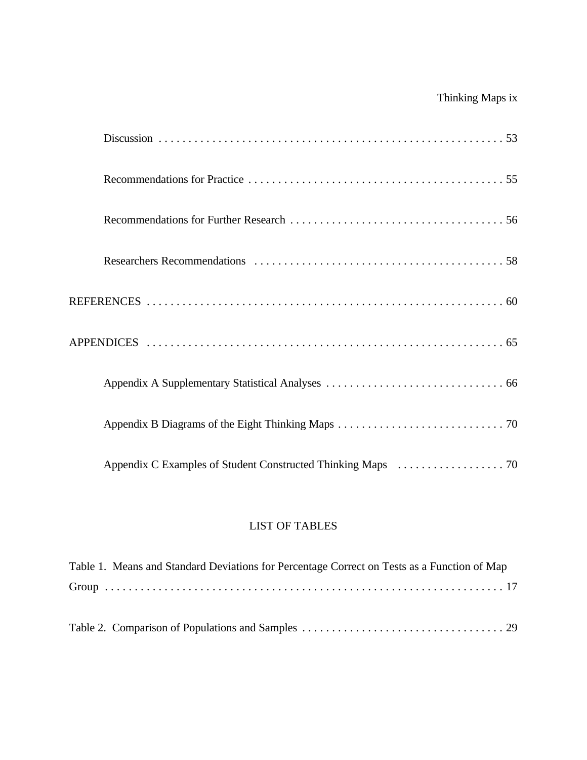Discussion . . . . . . . . . . . . . . . . . . . . . . . . . . . . . . . . . . . . . . . . . . . . . . . . . . . . . . . . . . 53

Recommendations for Practice . . . . . . . . . . . . . . . . . . . . . . . . . . . . . . . . . . . . . . . . . . . 55

Recommendations for Further Research . . . . . . . . . . . . . . . . . . . . . . . . . . . . . . . . . . . . 56

Researchers Recommendations . . . . . . . . . . . . . . . . . . . . . . . . . . . . . . . . . . . . . . . . . . 58

REFERENCES . . . . . . . . . . . . . . . . . . . . . . . . . . . . . . . . . . . . . . . . . . . . . . . . . . . . . . . . . . . 60

APPENDICES . . . . . . . . . . . . . . . . . . . . . . . . . . . . . . . . . . . . . . . . . . . . . . . . . . . . . . . . . . . 65

Appendix A Supplementary Statistical Analyses . . . . . . . . . . . . . . . . . . . . . . . . . . . . . . 66

Appendix B Diagrams of the Eight Thinking Maps . . . . . . . . . . . . . . . . . . . . . . . . . . . . 70

Appendix C Examples of Student Constructed Thinking Maps . . . . . . . . . . . . . . . . . . 70

## LIST OF TABLES

Table 1. Means and Standard Deviations for Percentage Correct on Tests as a Function of Map Group . . . . . . . . . . . . . . . . . . . . . . . . . . . . . . . . . . . . . . . . . . . . . . . . . . . . . . . . . . . . . . . . 17

Table 2. Comparison of Populations and Samples . . . . . . . . . . . . . . . . . . . . . . . . . . . . . . . . . . 29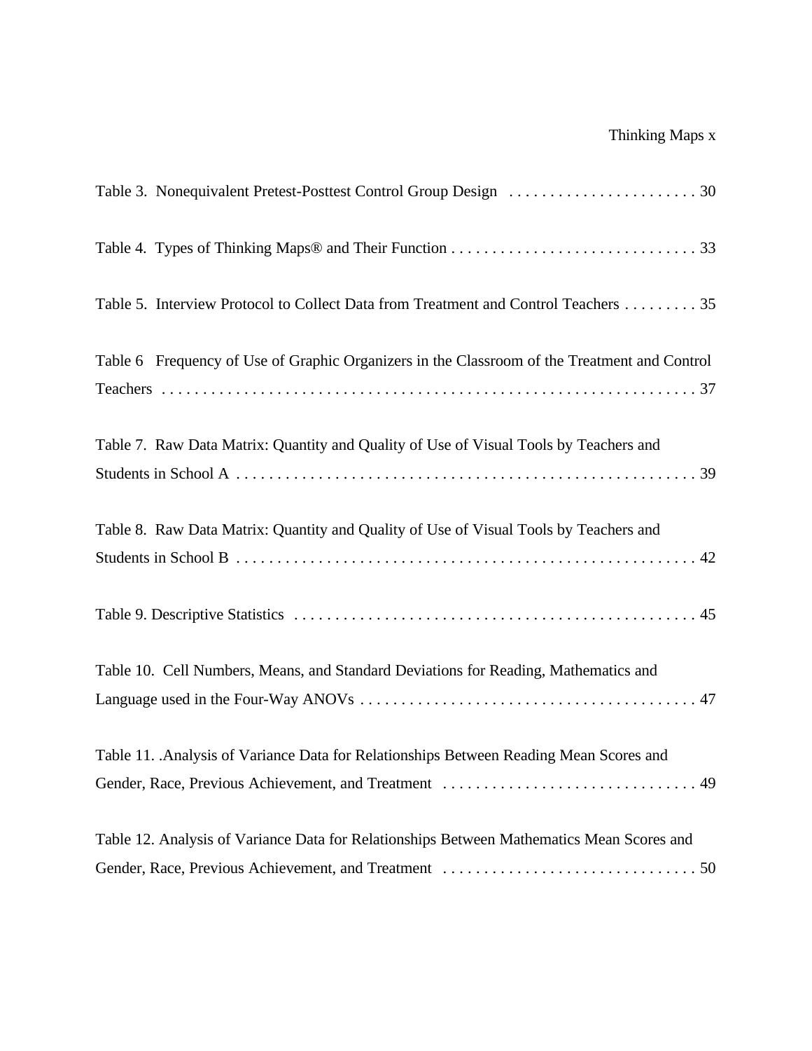Table 3. Nonequivalent Pretest-Posttest Control Group Design . . . . . . . . . . . . . . . . . . . . . . . . 30

Table 4. Types of Thinking Maps® and Their Function . . . . . . . . . . . . . . . . . . . . . . . . . . . . . . . 33

Table 5. Interview Protocol to Collect Data from Treatment and Control Teachers . . . . . . . . . 35

Table 6 Frequency of Use of Graphic Organizers in the Classroom of the Treatment and Control Teachers . . . . . . . . . . . . . . . . . . . . . . . . . . . . . . . . . . . . . . . . . . . . . . . . . . . . . . . . . . . . . . . . . . 37

Table 7. Raw Data Matrix: Quantity and Quality of Use of Visual Tools by Teachers and Students in School A . . . . . . . . . . . . . . . . . . . . . . . . . . . . . . . . . . . . . . . . . . . . . . . . . . . . . . . . . 39

Table 8. Raw Data Matrix: Quantity and Quality of Use of Visual Tools by Teachers and Students in School B . . . . . . . . . . . . . . . . . . . . . . . . . . . . . . . . . . . . . . . . . . . . . . . . . . . . . . . . . 42

Table 9. Descriptive Statistics . . . . . . . . . . . . . . . . . . . . . . . . . . . . . . . . . . . . . . . . . . . . . . . . . . 45

Table 10. Cell Numbers, Means, and Standard Deviations for Reading, Mathematics and Language used in the Four-Way ANOVs . . . . . . . . . . . . . . . . . . . . . . . . . . . . . . . . . . . . . . . . . . 47

Table 11. .Analysis of Variance Data for Relationships Between Reading Mean Scores and Gender, Race, Previous Achievement, and Treatment . . . . . . . . . . . . . . . . . . . . . . . . . . . . . . . 49

Table 12. Analysis of Variance Data for Relationships Between Mathematics Mean Scores and Gender, Race, Previous Achievement, and Treatment . . . . . . . . . . . . . . . . . . . . . . . . . . . . . . . 50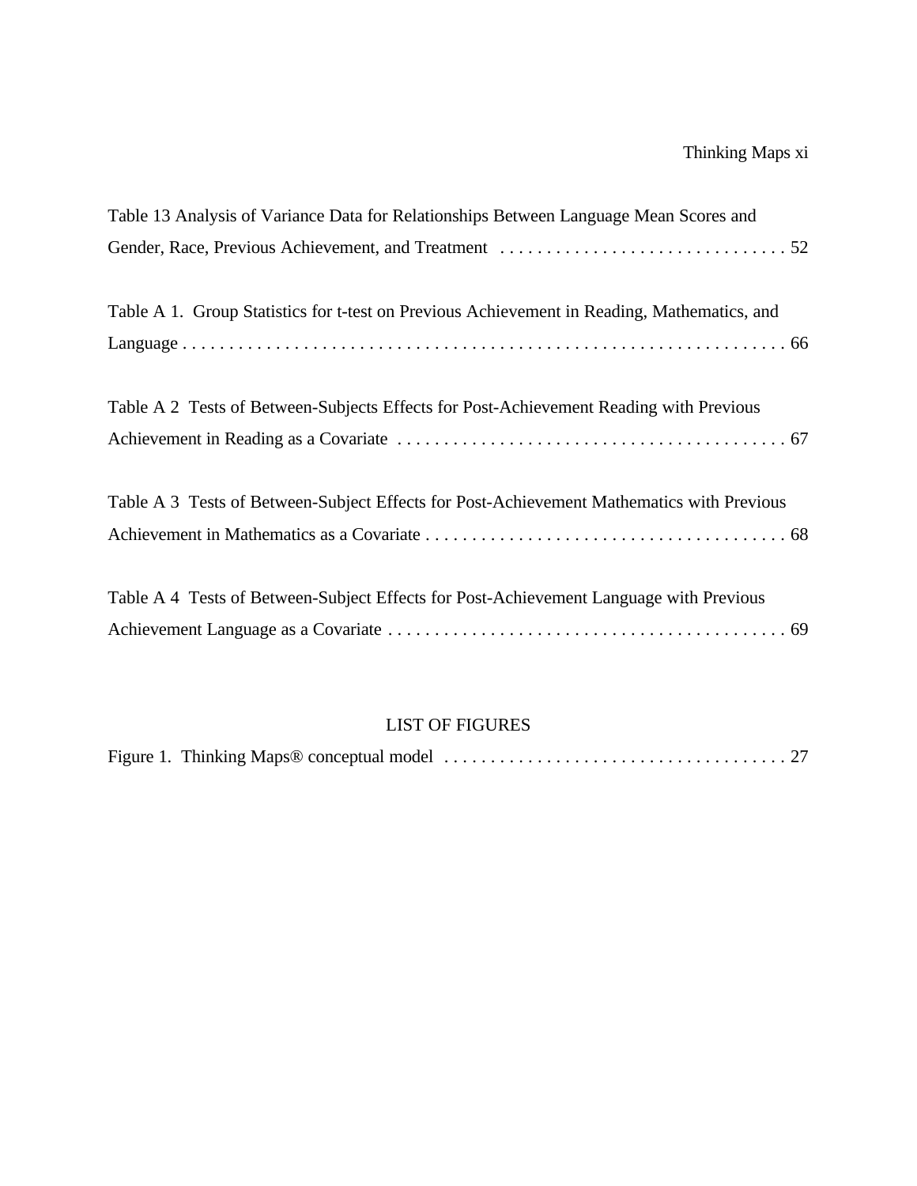Table 13 Analysis of Variance Data for Relationships Between Language Mean Scores and Gender, Race, Previous Achievement, and Treatment . . . . . . . . . . . . . . . . . . . . . . . . . . . . . . . 52

Table A 1. Group Statistics for t-test on Previous Achievement in Reading, Mathematics, and Language . . . . . . . . . . . . . . . . . . . . . . . . . . . . . . . . . . . . . . . . . . . . . . . . . . . . . . . . . . . . . . 66

Table A 2 Tests of Between-Subjects Effects for Post-Achievement Reading with Previous Achievement in Reading as a Covariate . . . . . . . . . . . . . . . . . . . . . . . . . . . . . . . . . . . . . . . . . . 67

Table A 3 Tests of Between-Subject Effects for Post-Achievement Mathematics with Previous Achievement in Mathematics as a Covariate . . . . . . . . . . . . . . . . . . . . . . . . . . . . . . . . . . . . . . . 68

Table A 4 Tests of Between-Subject Effects for Post-Achievement Language with Previous Achievement Language as a Covariate . . . . . . . . . . . . . . . . . . . . . . . . . . . . . . . . . . . . . . . . . . . 69

## LIST OF FIGURES

Figure 1. Thinking Maps® conceptual model . . . . . . . . . . . . . . . . . . . . . . . . . . . . . . . . . . . . . 27